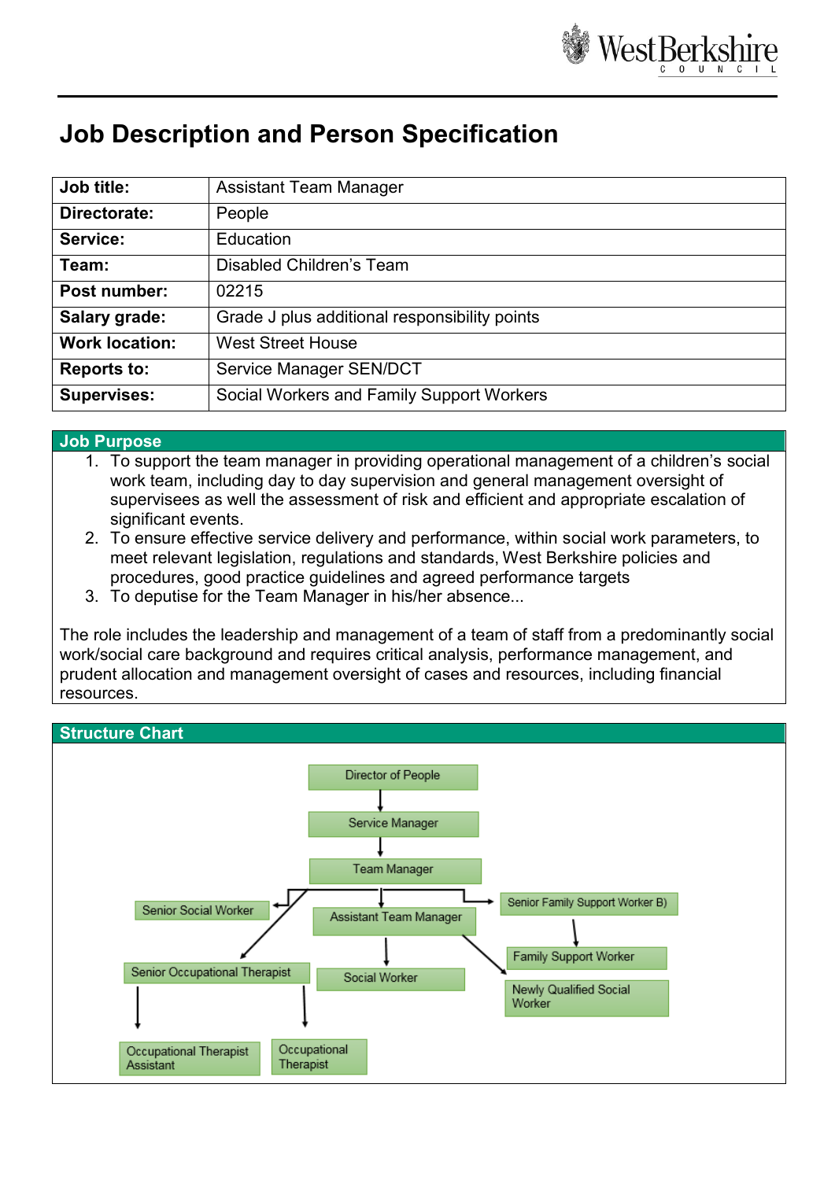# Job Description and Person Specification

| Job title: | Assistant Team Manager |
|---|---|
| Directorate: | People |
| Service: | Education |
| Team: | Disabled Children's Team |
| Post number: | 02215 |
| Salary grade: | Grade J plus additional responsibility points |
| Work location: | West Street House |
| Reports to: | Service Manager SEN/DCT |
| Supervises: | Social Workers and Family Support Workers |

## Job Purpose

1. To support the team manager in providing operational management of a children's social work team, including day to day supervision and general management oversight of supervisees as well the assessment of risk and efficient and appropriate escalation of significant events.
2. To ensure effective service delivery and performance, within social work parameters, to meet relevant legislation, regulations and standards, West Berkshire policies and procedures, good practice guidelines and agreed performance targets
3. To deputise for the Team Manager in his/her absence...

The role includes the leadership and management of a team of staff from a predominantly social work/social care background and requires critical analysis, performance management, and prudent allocation and management oversight of cases and resources, including financial resources.

## Structure Chart

- Director of People
  - Service Manager
    - Team Manager
      - Senior Social Worker
        - Senior Occupational Therapist
          - Occupational Therapist Assistant
          - Occupational Therapist
      - Assistant Team Manager
        - Social Worker
        - Newly Qualified Social Worker
      - Senior Family Support Worker B)
        - Family Support Worker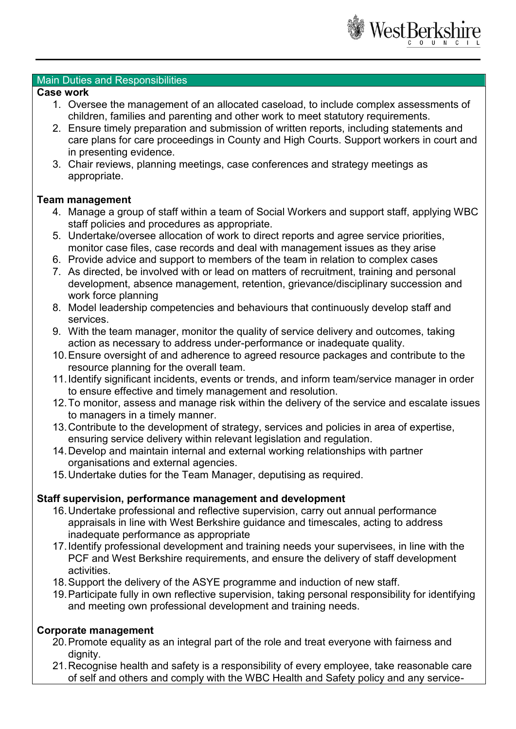## Main Duties and Responsibilities

**Case work**

1. Oversee the management of an allocated caseload, to include complex assessments of children, families and parenting and other work to meet statutory requirements.
2. Ensure timely preparation and submission of written reports, including statements and care plans for care proceedings in County and High Courts. Support workers in court and in presenting evidence.
3. Chair reviews, planning meetings, case conferences and strategy meetings as appropriate.

**Team management**

4. Manage a group of staff within a team of Social Workers and support staff, applying WBC staff policies and procedures as appropriate.
5. Undertake/oversee allocation of work to direct reports and agree service priorities, monitor case files, case records and deal with management issues as they arise
6. Provide advice and support to members of the team in relation to complex cases
7. As directed, be involved with or lead on matters of recruitment, training and personal development, absence management, retention, grievance/disciplinary succession and work force planning
8. Model leadership competencies and behaviours that continuously develop staff and services.
9. With the team manager, monitor the quality of service delivery and outcomes, taking action as necessary to address under-performance or inadequate quality.
10. Ensure oversight of and adherence to agreed resource packages and contribute to the resource planning for the overall team.
11. Identify significant incidents, events or trends, and inform team/service manager in order to ensure effective and timely management and resolution.
12. To monitor, assess and manage risk within the delivery of the service and escalate issues to managers in a timely manner.
13. Contribute to the development of strategy, services and policies in area of expertise, ensuring service delivery within relevant legislation and regulation.
14. Develop and maintain internal and external working relationships with partner organisations and external agencies.
15. Undertake duties for the Team Manager, deputising as required.

**Staff supervision, performance management and development**

16. Undertake professional and reflective supervision, carry out annual performance appraisals in line with West Berkshire guidance and timescales, acting to address inadequate performance as appropriate
17. Identify professional development and training needs your supervisees, in line with the PCF and West Berkshire requirements, and ensure the delivery of staff development activities.
18. Support the delivery of the ASYE programme and induction of new staff.
19. Participate fully in own reflective supervision, taking personal responsibility for identifying and meeting own professional development and training needs.

**Corporate management**

20. Promote equality as an integral part of the role and treat everyone with fairness and dignity.
21. Recognise health and safety is a responsibility of every employee, take reasonable care of self and others and comply with the WBC Health and Safety policy and any service-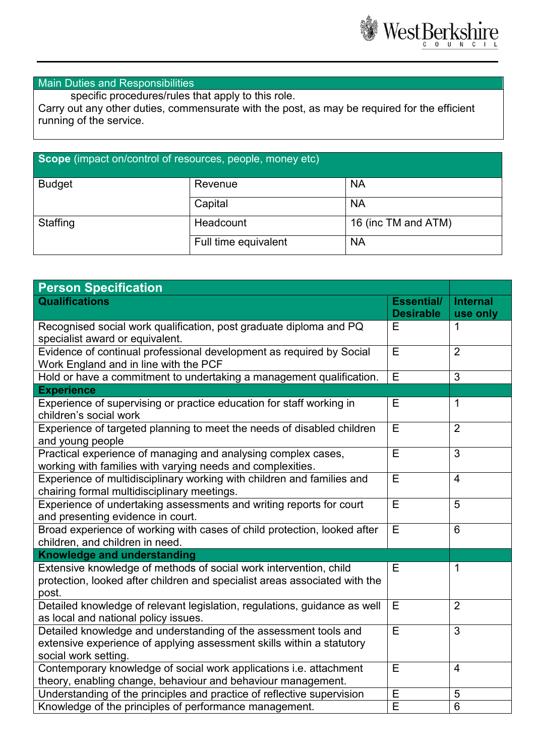| Main Duties and Responsibilities |
|---|
| specific procedures/rules that apply to this role.<br>Carry out any other duties, commensurate with the post, as may be required for the efficient running of the service. |

| **Scope** (impact on/control of resources, people, money etc) | | |
|---|---|---|
| Budget | Revenue | NA |
| | Capital | NA |
| Staffing | Headcount | 16 (inc TM and ATM) |
| | Full time equivalent | NA |

| **Person Specification** | | |
|---|---|---|
| **Qualifications** | **Essential/ Desirable** | **Internal use only** |
| Recognised social work qualification, post graduate diploma and PQ specialist award or equivalent. | E | 1 |
| Evidence of continual professional development as required by Social Work England and in line with the PCF | E | 2 |
| Hold or have a commitment to undertaking a management qualification. | E | 3 |
| **Experience** | | |
| Experience of supervising or practice education for staff working in children's social work | E | 1 |
| Experience of targeted planning to meet the needs of disabled children and young people | E | 2 |
| Practical experience of managing and analysing complex cases, working with families with varying needs and complexities. | E | 3 |
| Experience of multidisciplinary working with children and families and chairing formal multidisciplinary meetings. | E | 4 |
| Experience of undertaking assessments and writing reports for court and presenting evidence in court. | E | 5 |
| Broad experience of working with cases of child protection, looked after children, and children in need. | E | 6 |
| **Knowledge and understanding** | | |
| Extensive knowledge of methods of social work intervention, child protection, looked after children and specialist areas associated with the post. | E | 1 |
| Detailed knowledge of relevant legislation, regulations, guidance as well as local and national policy issues. | E | 2 |
| Detailed knowledge and understanding of the assessment tools and extensive experience of applying assessment skills within a statutory social work setting. | E | 3 |
| Contemporary knowledge of social work applications i.e. attachment theory, enabling change, behaviour and behaviour management. | E | 4 |
| Understanding of the principles and practice of reflective supervision | E | 5 |
| Knowledge of the principles of performance management. | E | 6 |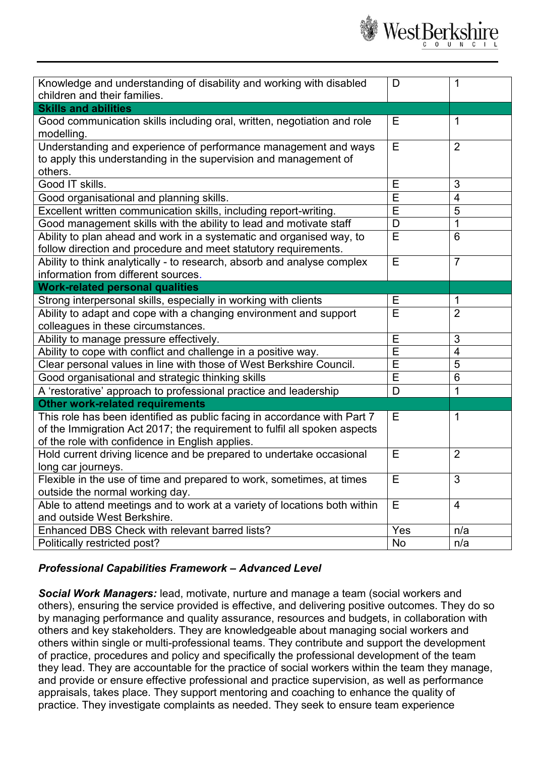| | | |
|---|---|---|
| Knowledge and understanding of disability and working with disabled children and their families. | D | 1 |
| **Skills and abilities** | | |
| Good communication skills including oral, written, negotiation and role modelling. | E | 1 |
| Understanding and experience of performance management and ways to apply this understanding in the supervision and management of others. | E | 2 |
| Good IT skills. | E | 3 |
| Good organisational and planning skills. | E | 4 |
| Excellent written communication skills, including report-writing. | E | 5 |
| Good management skills with the ability to lead and motivate staff | D | 1 |
| Ability to plan ahead and work in a systematic and organised way, to follow direction and procedure and meet statutory requirements. | E | 6 |
| Ability to think analytically - to research, absorb and analyse complex information from different sources. | E | 7 |
| **Work-related personal qualities** | | |
| Strong interpersonal skills, especially in working with clients | E | 1 |
| Ability to adapt and cope with a changing environment and support colleagues in these circumstances. | E | 2 |
| Ability to manage pressure effectively. | E | 3 |
| Ability to cope with conflict and challenge in a positive way. | E | 4 |
| Clear personal values in line with those of West Berkshire Council. | E | 5 |
| Good organisational and strategic thinking skills | E | 6 |
| A 'restorative' approach to professional practice and leadership | D | 1 |
| **Other work-related requirements** | | |
| This role has been identified as public facing in accordance with Part 7 of the Immigration Act 2017; the requirement to fulfil all spoken aspects of the role with confidence in English applies. | E | 1 |
| Hold current driving licence and be prepared to undertake occasional long car journeys. | E | 2 |
| Flexible in the use of time and prepared to work, sometimes, at times outside the normal working day. | E | 3 |
| Able to attend meetings and to work at a variety of locations both within and outside West Berkshire. | E | 4 |
| Enhanced DBS Check with relevant barred lists? | Yes | n/a |
| Politically restricted post? | No | n/a |

***Professional Capabilities Framework – Advanced Level***

***Social Work Managers:*** lead, motivate, nurture and manage a team (social workers and others), ensuring the service provided is effective, and delivering positive outcomes. They do so by managing performance and quality assurance, resources and budgets, in collaboration with others and key stakeholders. They are knowledgeable about managing social workers and others within single or multi-professional teams. They contribute and support the development of practice, procedures and policy and specifically the professional development of the team they lead. They are accountable for the practice of social workers within the team they manage, and provide or ensure effective professional and practice supervision, as well as performance appraisals, takes place. They support mentoring and coaching to enhance the quality of practice. They investigate complaints as needed. They seek to ensure team experience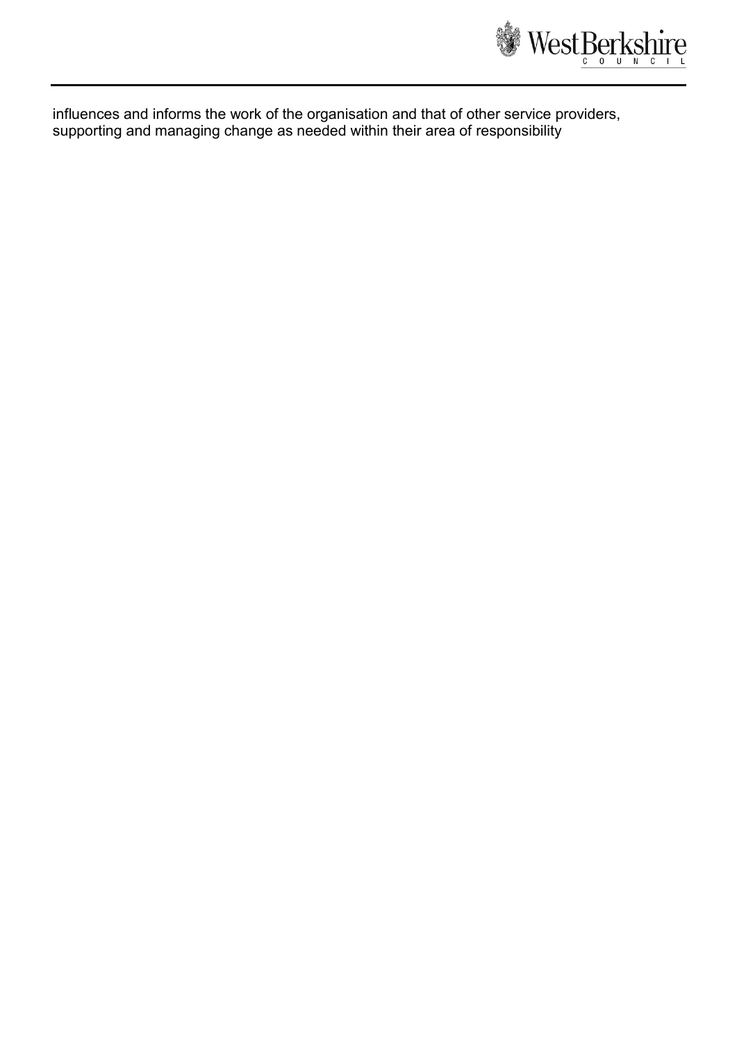influences and informs the work of the organisation and that of other service providers, supporting and managing change as needed within their area of responsibility